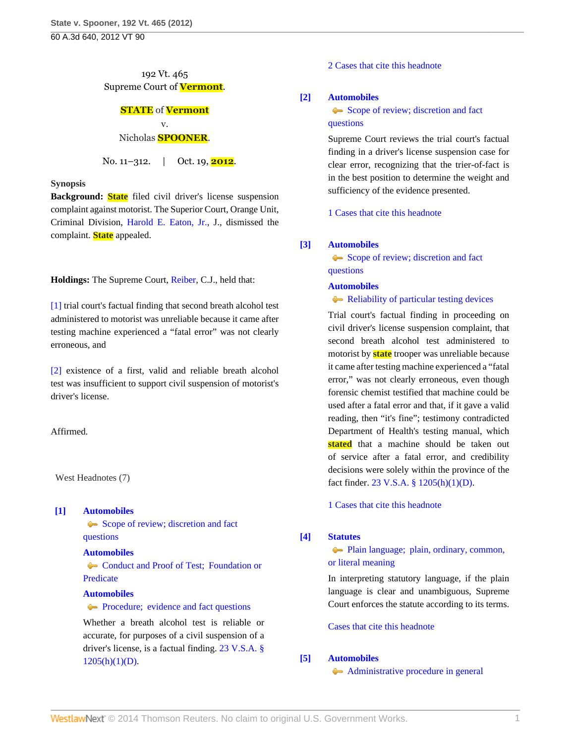192 Vt. 465
Supreme Court of Vermont.

**STATE of Vermont**
v.
Nicholas SPOONER.

No. 11–312. | Oct. 19, 2012.

**Synopsis**

**Background:** State filed civil driver's license suspension complaint against motorist. The Superior Court, Orange Unit, Criminal Division, Harold E. Eaton, Jr., J., dismissed the complaint. State appealed.

**Holdings:** The Supreme Court, Reiber, C.J., held that:

[1] trial court's factual finding that second breath alcohol test administered to motorist was unreliable because it came after testing machine experienced a "fatal error" was not clearly erroneous, and

[2] existence of a first, valid and reliable breath alcohol test was insufficient to support civil suspension of motorist's driver's license.

Affirmed.

West Headnotes (7)

**[1] Automobiles**
Scope of review; discretion and fact questions
**Automobiles**
Conduct and Proof of Test; Foundation or Predicate
**Automobiles**
Procedure; evidence and fact questions

Whether a breath alcohol test is reliable or accurate, for purposes of a civil suspension of a driver's license, is a factual finding. 23 V.S.A. § 1205(h)(1)(D).

2 Cases that cite this headnote

**[2] Automobiles**
Scope of review; discretion and fact questions

Supreme Court reviews the trial court's factual finding in a driver's license suspension case for clear error, recognizing that the trier-of-fact is in the best position to determine the weight and sufficiency of the evidence presented.

1 Cases that cite this headnote

**[3] Automobiles**
Scope of review; discretion and fact questions
**Automobiles**
Reliability of particular testing devices

Trial court's factual finding in proceeding on civil driver's license suspension complaint, that second breath alcohol test administered to motorist by state trooper was unreliable because it came after testing machine experienced a "fatal error," was not clearly erroneous, even though forensic chemist testified that machine could be used after a fatal error and that, if it gave a valid reading, then "it's fine"; testimony contradicted Department of Health's testing manual, which stated that a machine should be taken out of service after a fatal error, and credibility decisions were solely within the province of the fact finder. 23 V.S.A. § 1205(h)(1)(D).

1 Cases that cite this headnote

**[4] Statutes**
Plain language; plain, ordinary, common, or literal meaning

In interpreting statutory language, if the plain language is clear and unambiguous, Supreme Court enforces the statute according to its terms.

Cases that cite this headnote

**[5] Automobiles**
Administrative procedure in general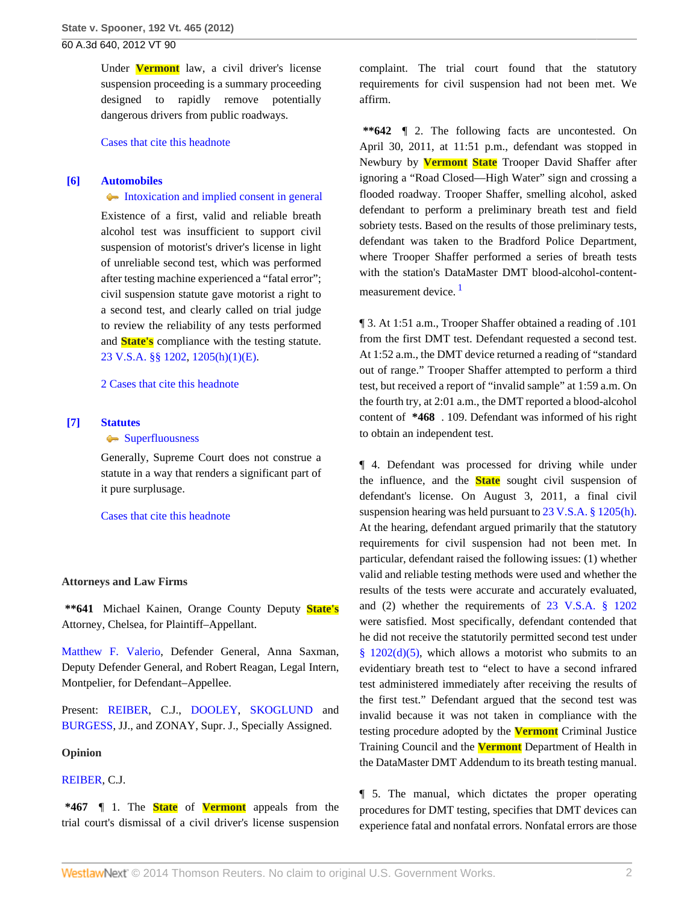Under Vermont law, a civil driver's license suspension proceeding is a summary proceeding designed to rapidly remove potentially dangerous drivers from public roadways.

Cases that cite this headnote

**[6] Automobiles**

Intoxication and implied consent in general

Existence of a first, valid and reliable breath alcohol test was insufficient to support civil suspension of motorist's driver's license in light of unreliable second test, which was performed after testing machine experienced a "fatal error"; civil suspension statute gave motorist a right to a second test, and clearly called on trial judge to review the reliability of any tests performed and State's compliance with the testing statute. 23 V.S.A. §§ 1202, 1205(h)(1)(E).

2 Cases that cite this headnote

**[7] Statutes**

Superfluousness

Generally, Supreme Court does not construe a statute in a way that renders a significant part of it pure surplusage.

Cases that cite this headnote

### Attorneys and Law Firms

**\*\*641** Michael Kainen, Orange County Deputy State's Attorney, Chelsea, for Plaintiff–Appellant.

Matthew F. Valerio, Defender General, Anna Saxman, Deputy Defender General, and Robert Reagan, Legal Intern, Montpelier, for Defendant–Appellee.

Present: REIBER, C.J., DOOLEY, SKOGLUND and BURGESS, JJ., and ZONAY, Supr. J., Specially Assigned.

### Opinion

REIBER, C.J.

**\*467** ¶ 1. The State of Vermont appeals from the trial court's dismissal of a civil driver's license suspension complaint. The trial court found that the statutory requirements for civil suspension had not been met. We affirm.

**\*\*642** ¶ 2. The following facts are uncontested. On April 30, 2011, at 11:51 p.m., defendant was stopped in Newbury by Vermont State Trooper David Shaffer after ignoring a "Road Closed—High Water" sign and crossing a flooded roadway. Trooper Shaffer, smelling alcohol, asked defendant to perform a preliminary breath test and field sobriety tests. Based on the results of those preliminary tests, defendant was taken to the Bradford Police Department, where Trooper Shaffer performed a series of breath tests with the station's DataMaster DMT blood-alcohol-content-measurement device. [1]

¶ 3. At 1:51 a.m., Trooper Shaffer obtained a reading of .101 from the first DMT test. Defendant requested a second test. At 1:52 a.m., the DMT device returned a reading of "standard out of range." Trooper Shaffer attempted to perform a third test, but received a report of "invalid sample" at 1:59 a.m. On the fourth try, at 2:01 a.m., the DMT reported a blood-alcohol content of **\*468** .109. Defendant was informed of his right to obtain an independent test.

¶ 4. Defendant was processed for driving while under the influence, and the State sought civil suspension of defendant's license. On August 3, 2011, a final civil suspension hearing was held pursuant to 23 V.S.A. § 1205(h). At the hearing, defendant argued primarily that the statutory requirements for civil suspension had not been met. In particular, defendant raised the following issues: (1) whether valid and reliable testing methods were used and whether the results of the tests were accurate and accurately evaluated, and (2) whether the requirements of 23 V.S.A. § 1202 were satisfied. Most specifically, defendant contended that he did not receive the statutorily permitted second test under § 1202(d)(5), which allows a motorist who submits to an evidentiary breath test to "elect to have a second infrared test administered immediately after receiving the results of the first test." Defendant argued that the second test was invalid because it was not taken in compliance with the testing procedure adopted by the Vermont Criminal Justice Training Council and the Vermont Department of Health in the DataMaster DMT Addendum to its breath testing manual.

¶ 5. The manual, which dictates the proper operating procedures for DMT testing, specifies that DMT devices can experience fatal and nonfatal errors. Nonfatal errors are those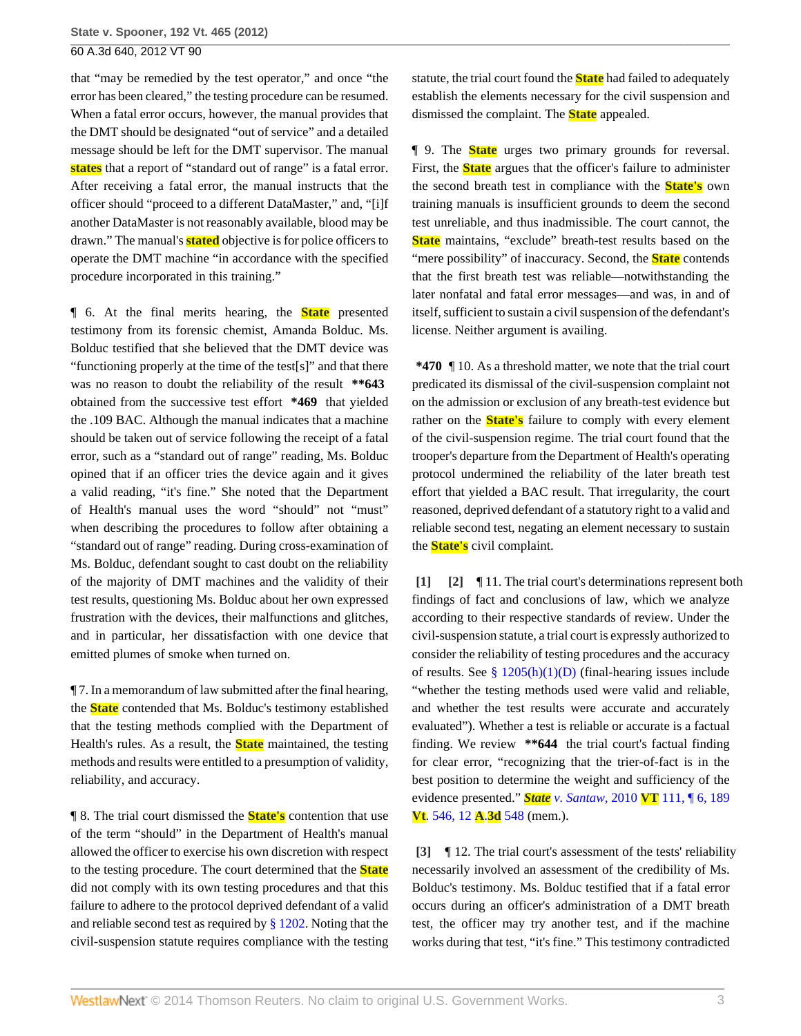that "may be remedied by the test operator," and once "the error has been cleared," the testing procedure can be resumed. When a fatal error occurs, however, the manual provides that the DMT should be designated "out of service" and a detailed message should be left for the DMT supervisor. The manual states that a report of "standard out of range" is a fatal error. After receiving a fatal error, the manual instructs that the officer should "proceed to a different DataMaster," and, "[i]f another DataMaster is not reasonably available, blood may be drawn." The manual's stated objective is for police officers to operate the DMT machine "in accordance with the specified procedure incorporated in this training."

¶ 6. At the final merits hearing, the State presented testimony from its forensic chemist, Amanda Bolduc. Ms. Bolduc testified that she believed that the DMT device was "functioning properly at the time of the test[s]" and that there was no reason to doubt the reliability of the result **643 obtained from the successive test effort *469 that yielded the .109 BAC. Although the manual indicates that a machine should be taken out of service following the receipt of a fatal error, such as a "standard out of range" reading, Ms. Bolduc opined that if an officer tries the device again and it gives a valid reading, "it's fine." She noted that the Department of Health's manual uses the word "should" not "must" when describing the procedures to follow after obtaining a "standard out of range" reading. During cross-examination of Ms. Bolduc, defendant sought to cast doubt on the reliability of the majority of DMT machines and the validity of their test results, questioning Ms. Bolduc about her own expressed frustration with the devices, their malfunctions and glitches, and in particular, her dissatisfaction with one device that emitted plumes of smoke when turned on.

¶ 7. In a memorandum of law submitted after the final hearing, the State contended that Ms. Bolduc's testimony established that the testing methods complied with the Department of Health's rules. As a result, the State maintained, the testing methods and results were entitled to a presumption of validity, reliability, and accuracy.

¶ 8. The trial court dismissed the State's contention that use of the term "should" in the Department of Health's manual allowed the officer to exercise his own discretion with respect to the testing procedure. The court determined that the State did not comply with its own testing procedures and that this failure to adhere to the protocol deprived defendant of a valid and reliable second test as required by § 1202. Noting that the civil-suspension statute requires compliance with the testing statute, the trial court found the State had failed to adequately establish the elements necessary for the civil suspension and dismissed the complaint. The State appealed.

¶ 9. The State urges two primary grounds for reversal. First, the State argues that the officer's failure to administer the second breath test in compliance with the State's own training manuals is insufficient grounds to deem the second test unreliable, and thus inadmissible. The court cannot, the State maintains, "exclude" breath-test results based on the "mere possibility" of inaccuracy. Second, the State contends that the first breath test was reliable—notwithstanding the later nonfatal and fatal error messages—and was, in and of itself, sufficient to sustain a civil suspension of the defendant's license. Neither argument is availing.

*470 ¶ 10. As a threshold matter, we note that the trial court predicated its dismissal of the civil-suspension complaint not on the admission or exclusion of any breath-test evidence but rather on the State's failure to comply with every element of the civil-suspension regime. The trial court found that the trooper's departure from the Department of Health's operating protocol undermined the reliability of the later breath test effort that yielded a BAC result. That irregularity, the court reasoned, deprived defendant of a statutory right to a valid and reliable second test, negating an element necessary to sustain the State's civil complaint.

[1] [2] ¶ 11. The trial court's determinations represent both findings of fact and conclusions of law, which we analyze according to their respective standards of review. Under the civil-suspension statute, a trial court is expressly authorized to consider the reliability of testing procedures and the accuracy of results. See § 1205(h)(1)(D) (final-hearing issues include "whether the testing methods used were valid and reliable, and whether the test results were accurate and accurately evaluated"). Whether a test is reliable or accurate is a factual finding. We review **644 the trial court's factual finding for clear error, "recognizing that the trier-of-fact is in the best position to determine the weight and sufficiency of the evidence presented." *State v. Santaw,* 2010 VT 111, ¶ 6, 189 Vt. 546, 12 A.3d 548 (mem.).

[3] ¶ 12. The trial court's assessment of the tests' reliability necessarily involved an assessment of the credibility of Ms. Bolduc's testimony. Ms. Bolduc testified that if a fatal error occurs during an officer's administration of a DMT breath test, the officer may try another test, and if the machine works during that test, "it's fine." This testimony contradicted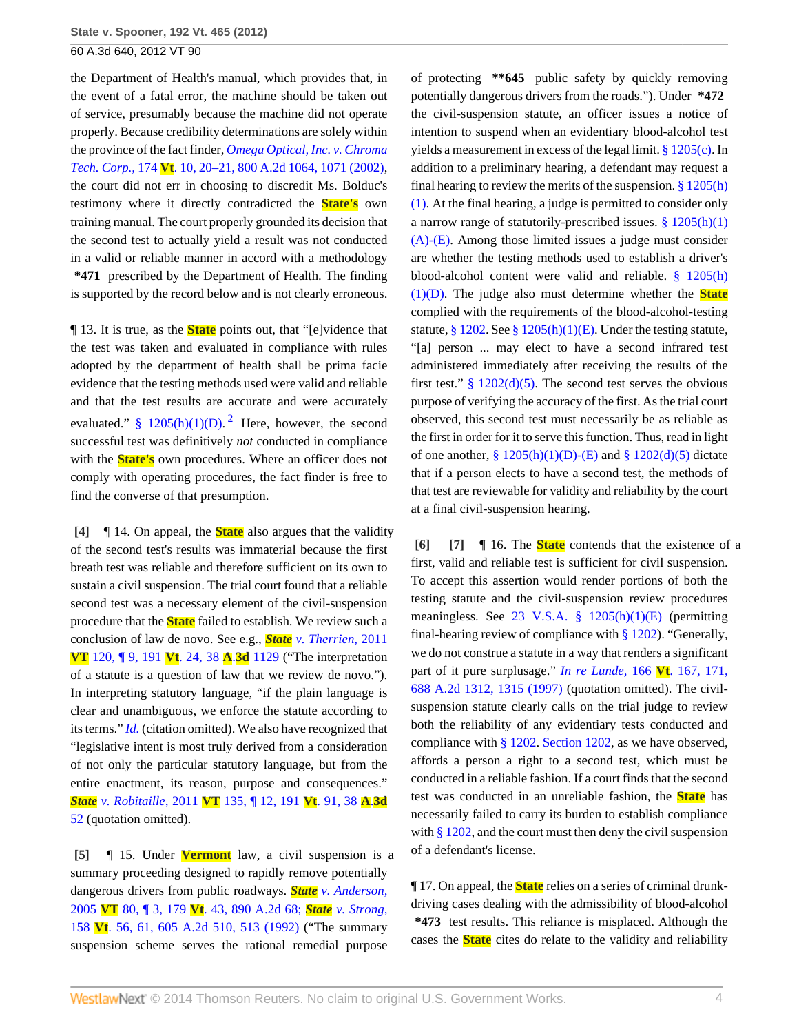the Department of Health's manual, which provides that, in the event of a fatal error, the machine should be taken out of service, presumably because the machine did not operate properly. Because credibility determinations are solely within the province of the fact finder, *Omega Optical, Inc. v. Chroma Tech. Corp.,* 174 Vt. 10, 20–21, 800 A.2d 1064, 1071 (2002), the court did not err in choosing to discredit Ms. Bolduc's testimony where it directly contradicted the State's own training manual. The court properly grounded its decision that the second test to actually yield a result was not conducted in a valid or reliable manner in accord with a methodology **\*471** prescribed by the Department of Health. The finding is supported by the record below and is not clearly erroneous.

¶ 13. It is true, as the State points out, that "[e]vidence that the test was taken and evaluated in compliance with rules adopted by the department of health shall be prima facie evidence that the testing methods used were valid and reliable and that the test results are accurate and were accurately evaluated." § 1205(h)(1)(D).[2] Here, however, the second successful test was definitively *not* conducted in compliance with the State's own procedures. Where an officer does not comply with operating procedures, the fact finder is free to find the converse of that presumption.

**[4]** ¶ 14. On appeal, the State also argues that the validity of the second test's results was immaterial because the first breath test was reliable and therefore sufficient on its own to sustain a civil suspension. The trial court found that a reliable second test was a necessary element of the civil-suspension procedure that the State failed to establish. We review such a conclusion of law de novo. See e.g., *State v. Therrien,* 2011 VT 120, ¶ 9, 191 Vt. 24, 38 A.3d 1129 ("The interpretation of a statute is a question of law that we review de novo."). In interpreting statutory language, "if the plain language is clear and unambiguous, we enforce the statute according to its terms." *Id.* (citation omitted). We also have recognized that "legislative intent is most truly derived from a consideration of not only the particular statutory language, but from the entire enactment, its reason, purpose and consequences." *State v. Robitaille,* 2011 VT 135, ¶ 12, 191 Vt. 91, 38 A.3d 52 (quotation omitted).

**[5]** ¶ 15. Under Vermont law, a civil suspension is a summary proceeding designed to rapidly remove potentially dangerous drivers from public roadways. *State v. Anderson,* 2005 VT 80, ¶ 3, 179 Vt. 43, 890 A.2d 68; *State v. Strong,* 158 Vt. 56, 61, 605 A.2d 510, 513 (1992) ("The summary suspension scheme serves the rational remedial purpose of protecting **\*\*645** public safety by quickly removing potentially dangerous drivers from the roads."). Under **\*472** the civil-suspension statute, an officer issues a notice of intention to suspend when an evidentiary blood-alcohol test yields a measurement in excess of the legal limit. § 1205(c). In addition to a preliminary hearing, a defendant may request a final hearing to review the merits of the suspension. § 1205(h)(1). At the final hearing, a judge is permitted to consider only a narrow range of statutorily-prescribed issues. § 1205(h)(1)(A)-(E). Among those limited issues a judge must consider are whether the testing methods used to establish a driver's blood-alcohol content were valid and reliable. § 1205(h)(1)(D). The judge also must determine whether the State complied with the requirements of the blood-alcohol-testing statute, § 1202. See § 1205(h)(1)(E). Under the testing statute, "[a] person ... may elect to have a second infrared test administered immediately after receiving the results of the first test." § 1202(d)(5). The second test serves the obvious purpose of verifying the accuracy of the first. As the trial court observed, this second test must necessarily be as reliable as the first in order for it to serve this function. Thus, read in light of one another, § 1205(h)(1)(D)-(E) and § 1202(d)(5) dictate that if a person elects to have a second test, the methods of that test are reviewable for validity and reliability by the court at a final civil-suspension hearing.

**[6]** **[7]** ¶ 16. The State contends that the existence of a first, valid and reliable test is sufficient for civil suspension. To accept this assertion would render portions of both the testing statute and the civil-suspension review procedures meaningless. See 23 V.S.A. § 1205(h)(1)(E) (permitting final-hearing review of compliance with § 1202). "Generally, we do not construe a statute in a way that renders a significant part of it pure surplusage." *In re Lunde,* 166 Vt. 167, 171, 688 A.2d 1312, 1315 (1997) (quotation omitted). The civil-suspension statute clearly calls on the trial judge to review both the reliability of any evidentiary tests conducted and compliance with § 1202. Section 1202, as we have observed, affords a person a right to a second test, which must be conducted in a reliable fashion. If a court finds that the second test was conducted in an unreliable fashion, the State has necessarily failed to carry its burden to establish compliance with § 1202, and the court must then deny the civil suspension of a defendant's license.

¶ 17. On appeal, the State relies on a series of criminal drunk-driving cases dealing with the admissibility of blood-alcohol **\*473** test results. This reliance is misplaced. Although the cases the State cites do relate to the validity and reliability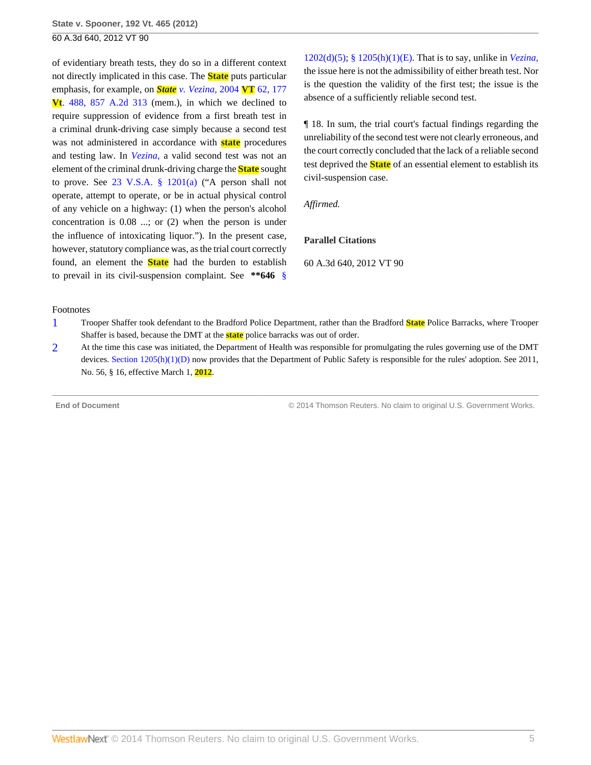of evidentiary breath tests, they do so in a different context not directly implicated in this case. The State puts particular emphasis, for example, on *State v. Vezina,* 2004 VT 62, 177 Vt. 488, 857 A.2d 313 (mem.), in which we declined to require suppression of evidence from a first breath test in a criminal drunk-driving case simply because a second test was not administered in accordance with state procedures and testing law. In *Vezina,* a valid second test was not an element of the criminal drunk-driving charge the State sought to prove. See 23 V.S.A. § 1201(a) ("A person shall not operate, attempt to operate, or be in actual physical control of any vehicle on a highway: (1) when the person's alcohol concentration is 0.08 ...; or (2) when the person is under the influence of intoxicating liquor."). In the present case, however, statutory compliance was, as the trial court correctly found, an element the State had the burden to establish to prevail in its civil-suspension complaint. See **\*\*646** § 1202(d)(5); § 1205(h)(1)(E). That is to say, unlike in *Vezina,* the issue here is not the admissibility of either breath test. Nor is the question the validity of the first test; the issue is the absence of a sufficiently reliable second test.

¶ 18. In sum, the trial court's factual findings regarding the unreliability of the second test were not clearly erroneous, and the court correctly concluded that the lack of a reliable second test deprived the State of an essential element to establish its civil-suspension case.

*Affirmed.*

**Parallel Citations**

60 A.3d 640, 2012 VT 90

Footnotes

1. Trooper Shaffer took defendant to the Bradford Police Department, rather than the Bradford State Police Barracks, where Trooper Shaffer is based, because the DMT at the state police barracks was out of order.
2. At the time this case was initiated, the Department of Health was responsible for promulgating the rules governing use of the DMT devices. Section 1205(h)(1)(D) now provides that the Department of Public Safety is responsible for the rules' adoption. See 2011, No. 56, § 16, effective March 1, 2012.

End of Document © 2014 Thomson Reuters. No claim to original U.S. Government Works.